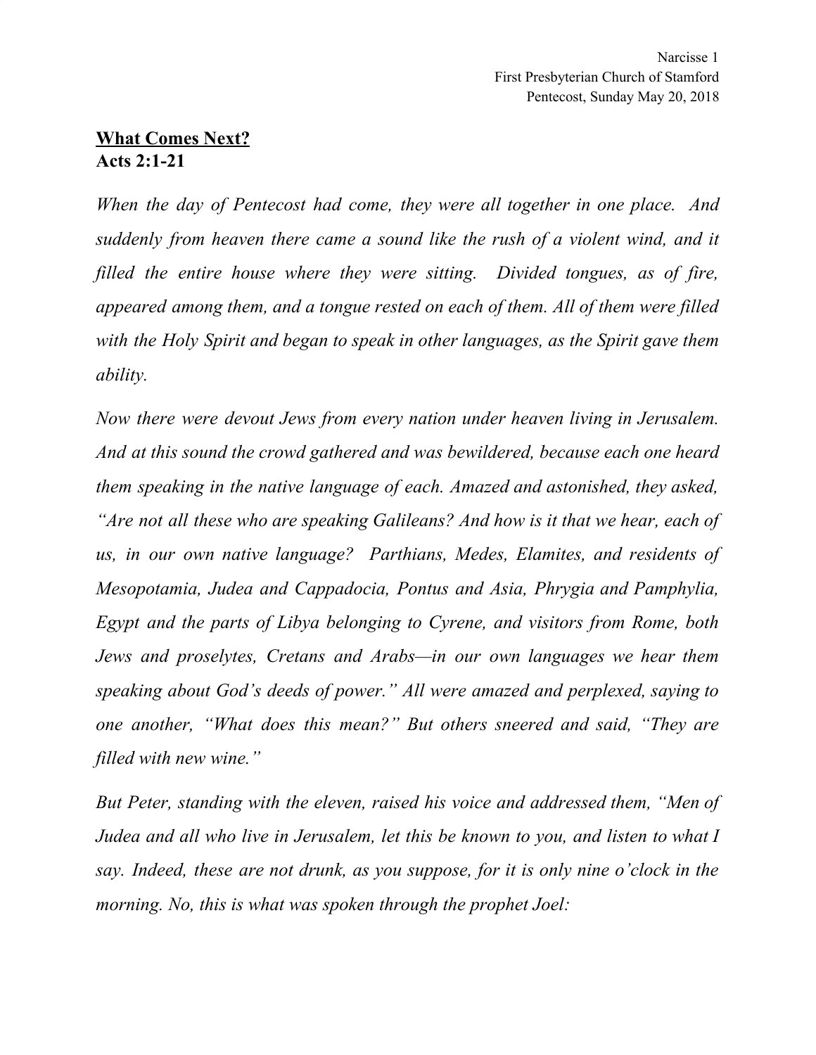Narcisse 1
First Presbyterian Church of Stamford
Pentecost, Sunday May 20, 2018

**<u>What Comes Next?</u>**
**Acts 2:1-21**

*When the day of Pentecost had come, they were all together in one place. And suddenly from heaven there came a sound like the rush of a violent wind, and it filled the entire house where they were sitting. Divided tongues, as of fire, appeared among them, and a tongue rested on each of them. All of them were filled with the Holy Spirit and began to speak in other languages, as the Spirit gave them ability.*

*Now there were devout Jews from every nation under heaven living in Jerusalem. And at this sound the crowd gathered and was bewildered, because each one heard them speaking in the native language of each. Amazed and astonished, they asked, "Are not all these who are speaking Galileans? And how is it that we hear, each of us, in our own native language? Parthians, Medes, Elamites, and residents of Mesopotamia, Judea and Cappadocia, Pontus and Asia, Phrygia and Pamphylia, Egypt and the parts of Libya belonging to Cyrene, and visitors from Rome, both Jews and proselytes, Cretans and Arabs—in our own languages we hear them speaking about God's deeds of power." All were amazed and perplexed, saying to one another, "What does this mean?" But others sneered and said, "They are filled with new wine."*

*But Peter, standing with the eleven, raised his voice and addressed them, "Men of Judea and all who live in Jerusalem, let this be known to you, and listen to what I say. Indeed, these are not drunk, as you suppose, for it is only nine o'clock in the morning. No, this is what was spoken through the prophet Joel:*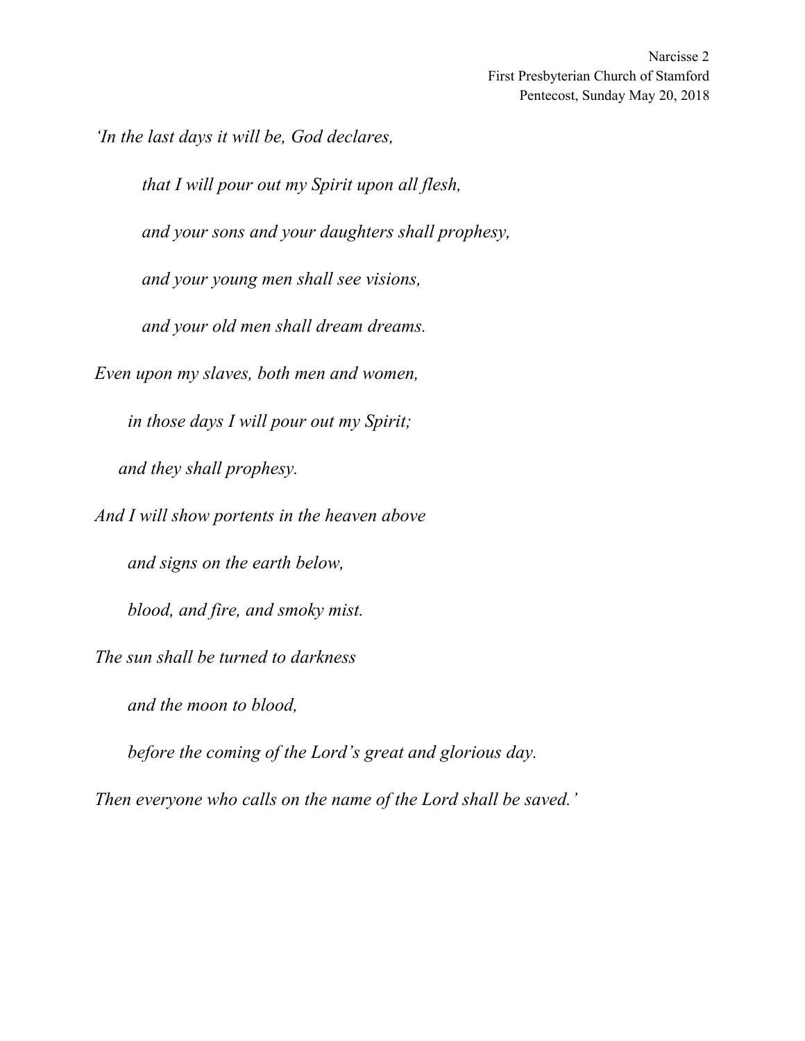*'In the last days it will be, God declares,*

*that I will pour out my Spirit upon all flesh,*

*and your sons and your daughters shall prophesy,*

*and your young men shall see visions,*

*and your old men shall dream dreams.*

*Even upon my slaves, both men and women,*

*in those days I will pour out my Spirit;*

*and they shall prophesy.*

*And I will show portents in the heaven above*

*and signs on the earth below,*

*blood, and fire, and smoky mist.*

*The sun shall be turned to darkness*

*and the moon to blood,*

*before the coming of the Lord's great and glorious day.*

*Then everyone who calls on the name of the Lord shall be saved.'*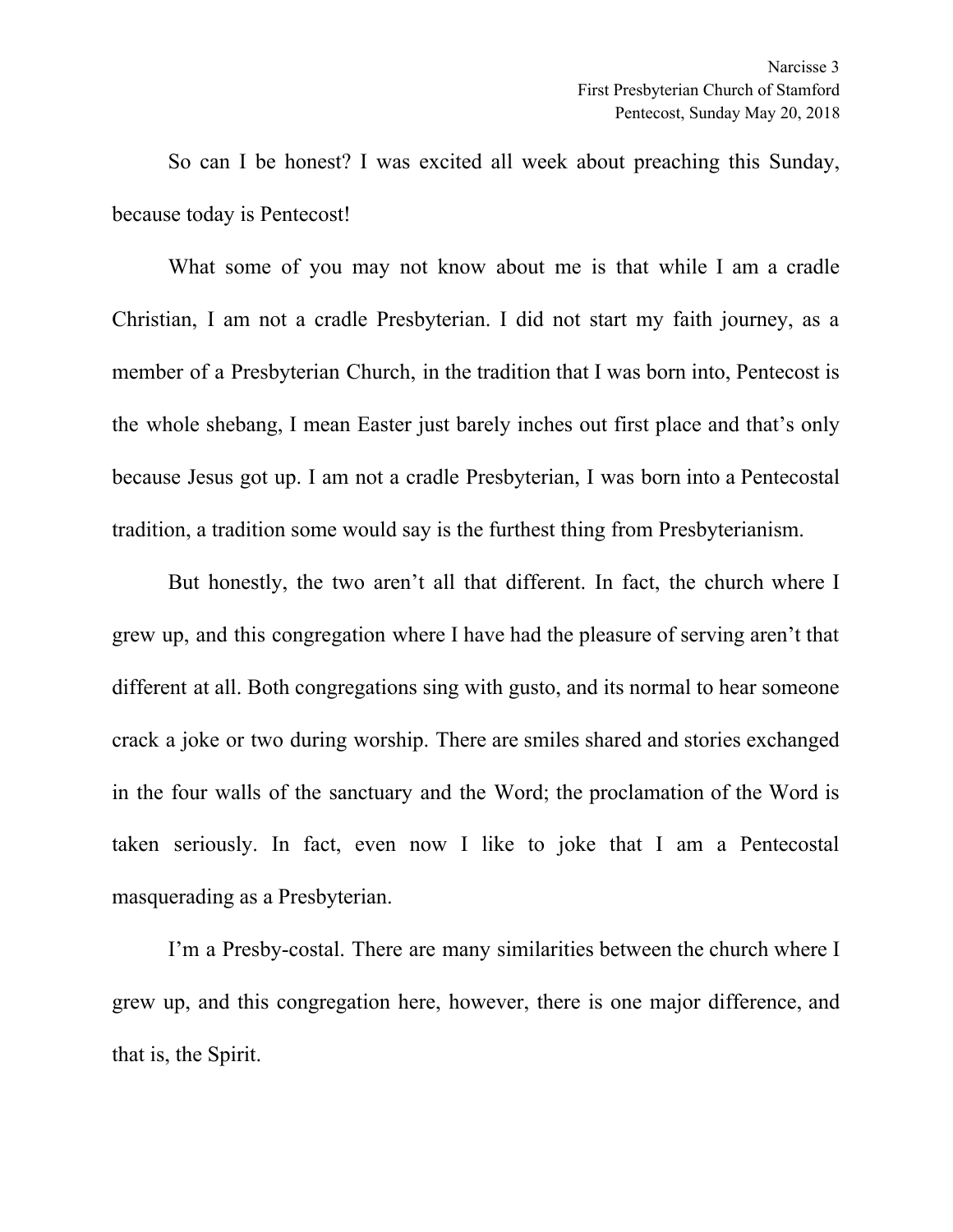So can I be honest? I was excited all week about preaching this Sunday, because today is Pentecost!

What some of you may not know about me is that while I am a cradle Christian, I am not a cradle Presbyterian. I did not start my faith journey, as a member of a Presbyterian Church, in the tradition that I was born into, Pentecost is the whole shebang, I mean Easter just barely inches out first place and that's only because Jesus got up. I am not a cradle Presbyterian, I was born into a Pentecostal tradition, a tradition some would say is the furthest thing from Presbyterianism.

But honestly, the two aren't all that different. In fact, the church where I grew up, and this congregation where I have had the pleasure of serving aren't that different at all. Both congregations sing with gusto, and its normal to hear someone crack a joke or two during worship. There are smiles shared and stories exchanged in the four walls of the sanctuary and the Word; the proclamation of the Word is taken seriously. In fact, even now I like to joke that I am a Pentecostal masquerading as a Presbyterian.

I'm a Presby-costal. There are many similarities between the church where I grew up, and this congregation here, however, there is one major difference, and that is, the Spirit.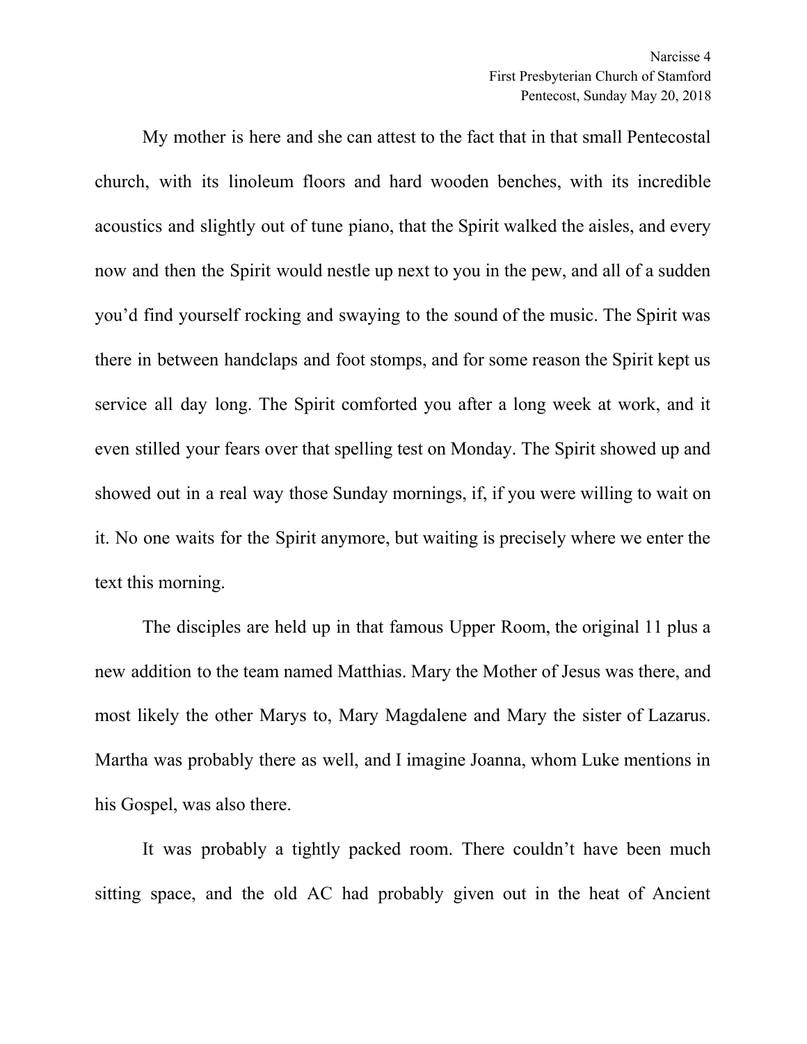My mother is here and she can attest to the fact that in that small Pentecostal church, with its linoleum floors and hard wooden benches, with its incredible acoustics and slightly out of tune piano, that the Spirit walked the aisles, and every now and then the Spirit would nestle up next to you in the pew, and all of a sudden you'd find yourself rocking and swaying to the sound of the music. The Spirit was there in between handclaps and foot stomps, and for some reason the Spirit kept us service all day long. The Spirit comforted you after a long week at work, and it even stilled your fears over that spelling test on Monday. The Spirit showed up and showed out in a real way those Sunday mornings, if, if you were willing to wait on it. No one waits for the Spirit anymore, but waiting is precisely where we enter the text this morning.

The disciples are held up in that famous Upper Room, the original 11 plus a new addition to the team named Matthias. Mary the Mother of Jesus was there, and most likely the other Marys to, Mary Magdalene and Mary the sister of Lazarus. Martha was probably there as well, and I imagine Joanna, whom Luke mentions in his Gospel, was also there.

It was probably a tightly packed room. There couldn't have been much sitting space, and the old AC had probably given out in the heat of Ancient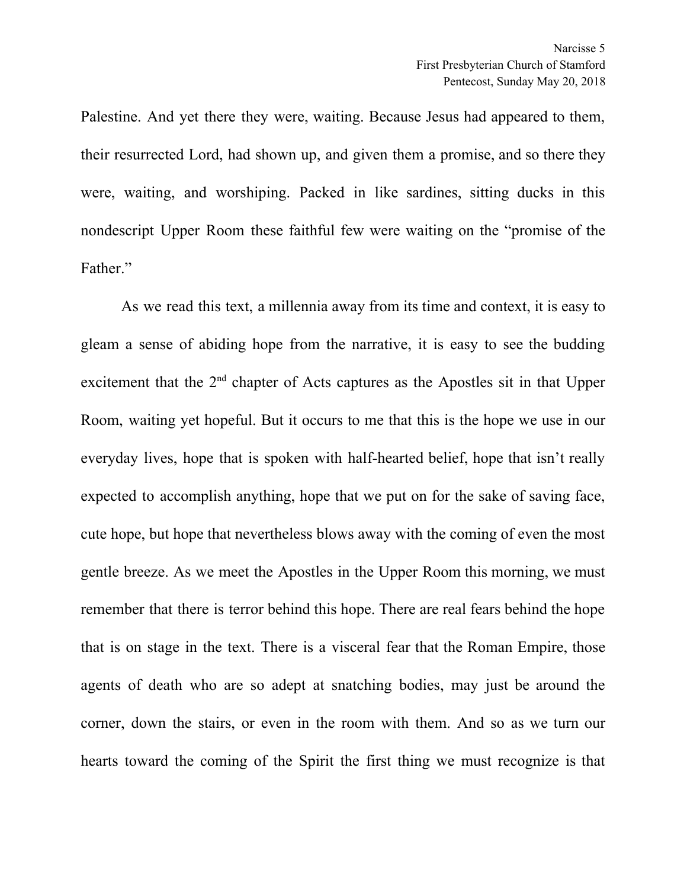Palestine. And yet there they were, waiting. Because Jesus had appeared to them, their resurrected Lord, had shown up, and given them a promise, and so there they were, waiting, and worshiping. Packed in like sardines, sitting ducks in this nondescript Upper Room these faithful few were waiting on the "promise of the Father."

As we read this text, a millennia away from its time and context, it is easy to gleam a sense of abiding hope from the narrative, it is easy to see the budding excitement that the 2nd chapter of Acts captures as the Apostles sit in that Upper Room, waiting yet hopeful. But it occurs to me that this is the hope we use in our everyday lives, hope that is spoken with half-hearted belief, hope that isn't really expected to accomplish anything, hope that we put on for the sake of saving face, cute hope, but hope that nevertheless blows away with the coming of even the most gentle breeze. As we meet the Apostles in the Upper Room this morning, we must remember that there is terror behind this hope. There are real fears behind the hope that is on stage in the text. There is a visceral fear that the Roman Empire, those agents of death who are so adept at snatching bodies, may just be around the corner, down the stairs, or even in the room with them. And so as we turn our hearts toward the coming of the Spirit the first thing we must recognize is that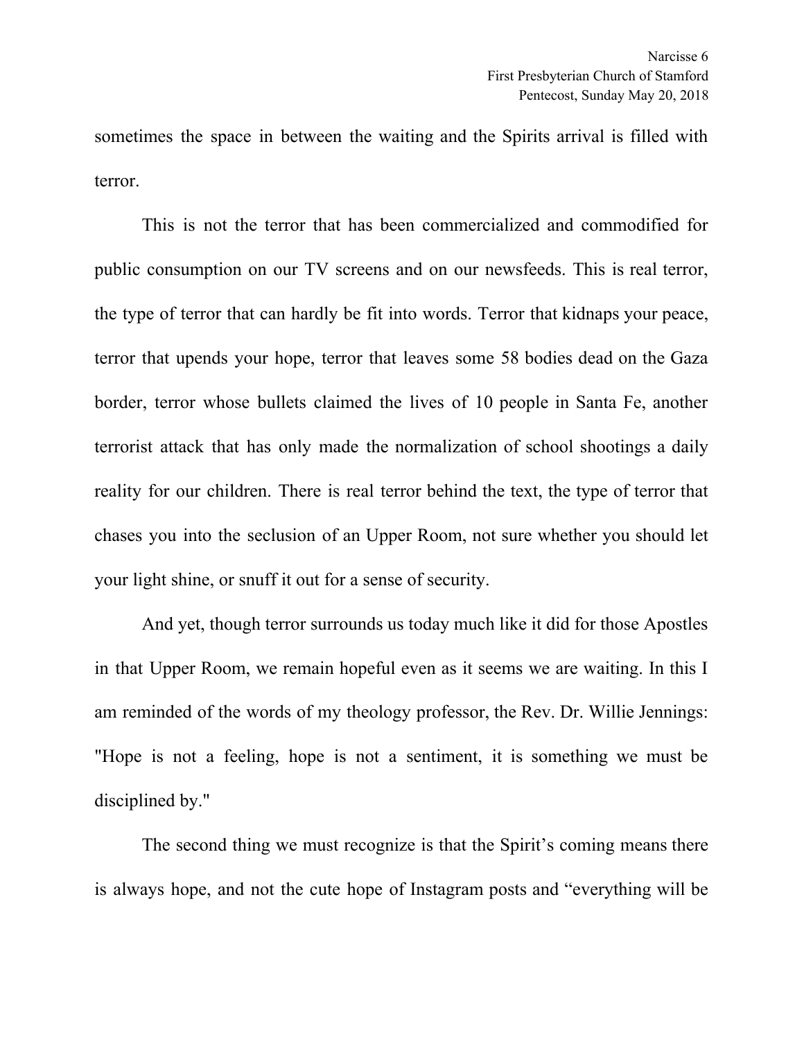sometimes the space in between the waiting and the Spirits arrival is filled with terror.

This is not the terror that has been commercialized and commodified for public consumption on our TV screens and on our newsfeeds. This is real terror, the type of terror that can hardly be fit into words. Terror that kidnaps your peace, terror that upends your hope, terror that leaves some 58 bodies dead on the Gaza border, terror whose bullets claimed the lives of 10 people in Santa Fe, another terrorist attack that has only made the normalization of school shootings a daily reality for our children. There is real terror behind the text, the type of terror that chases you into the seclusion of an Upper Room, not sure whether you should let your light shine, or snuff it out for a sense of security.

And yet, though terror surrounds us today much like it did for those Apostles in that Upper Room, we remain hopeful even as it seems we are waiting. In this I am reminded of the words of my theology professor, the Rev. Dr. Willie Jennings: "Hope is not a feeling, hope is not a sentiment, it is something we must be disciplined by."

The second thing we must recognize is that the Spirit's coming means there is always hope, and not the cute hope of Instagram posts and "everything will be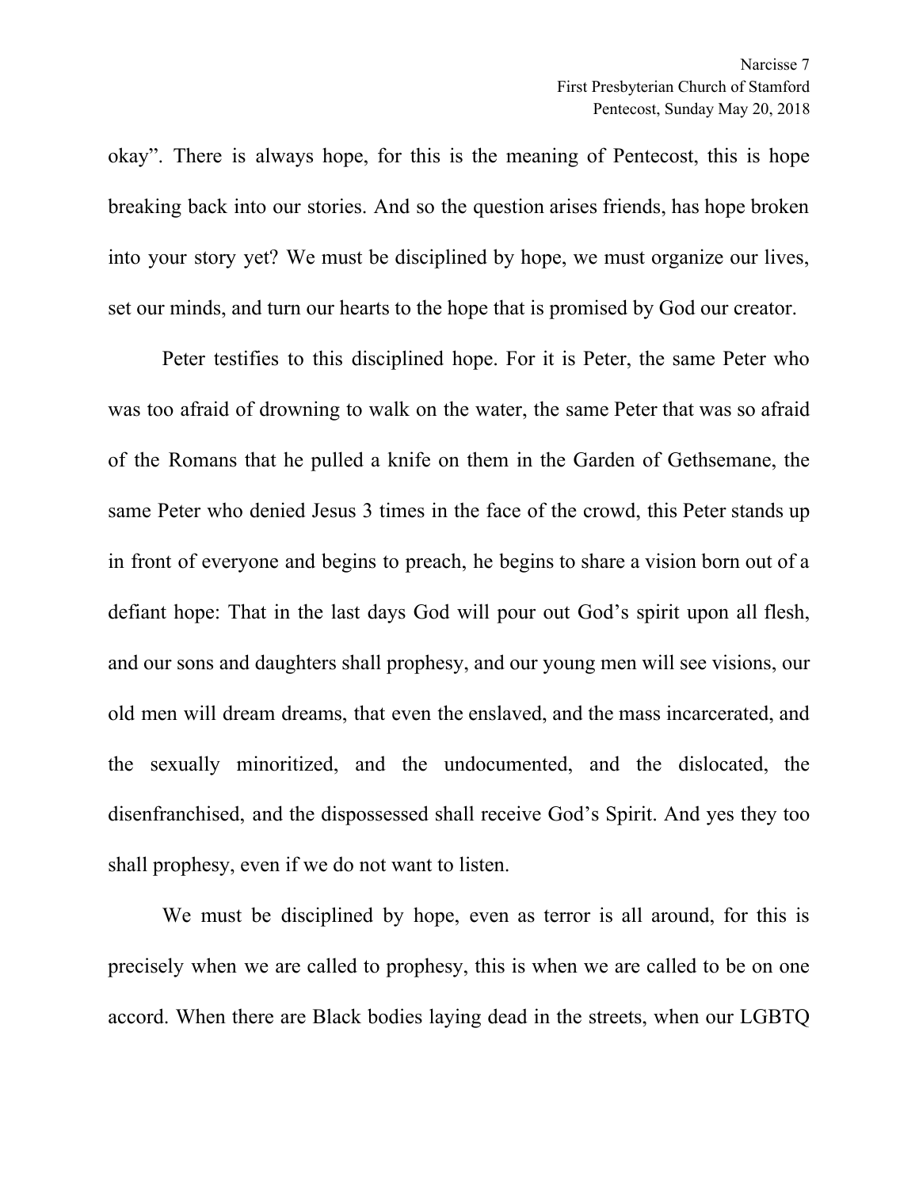okay". There is always hope, for this is the meaning of Pentecost, this is hope breaking back into our stories. And so the question arises friends, has hope broken into your story yet? We must be disciplined by hope, we must organize our lives, set our minds, and turn our hearts to the hope that is promised by God our creator.

Peter testifies to this disciplined hope. For it is Peter, the same Peter who was too afraid of drowning to walk on the water, the same Peter that was so afraid of the Romans that he pulled a knife on them in the Garden of Gethsemane, the same Peter who denied Jesus 3 times in the face of the crowd, this Peter stands up in front of everyone and begins to preach, he begins to share a vision born out of a defiant hope: That in the last days God will pour out God's spirit upon all flesh, and our sons and daughters shall prophesy, and our young men will see visions, our old men will dream dreams, that even the enslaved, and the mass incarcerated, and the sexually minoritized, and the undocumented, and the dislocated, the disenfranchised, and the dispossessed shall receive God's Spirit. And yes they too shall prophesy, even if we do not want to listen.

We must be disciplined by hope, even as terror is all around, for this is precisely when we are called to prophesy, this is when we are called to be on one accord. When there are Black bodies laying dead in the streets, when our LGBTQ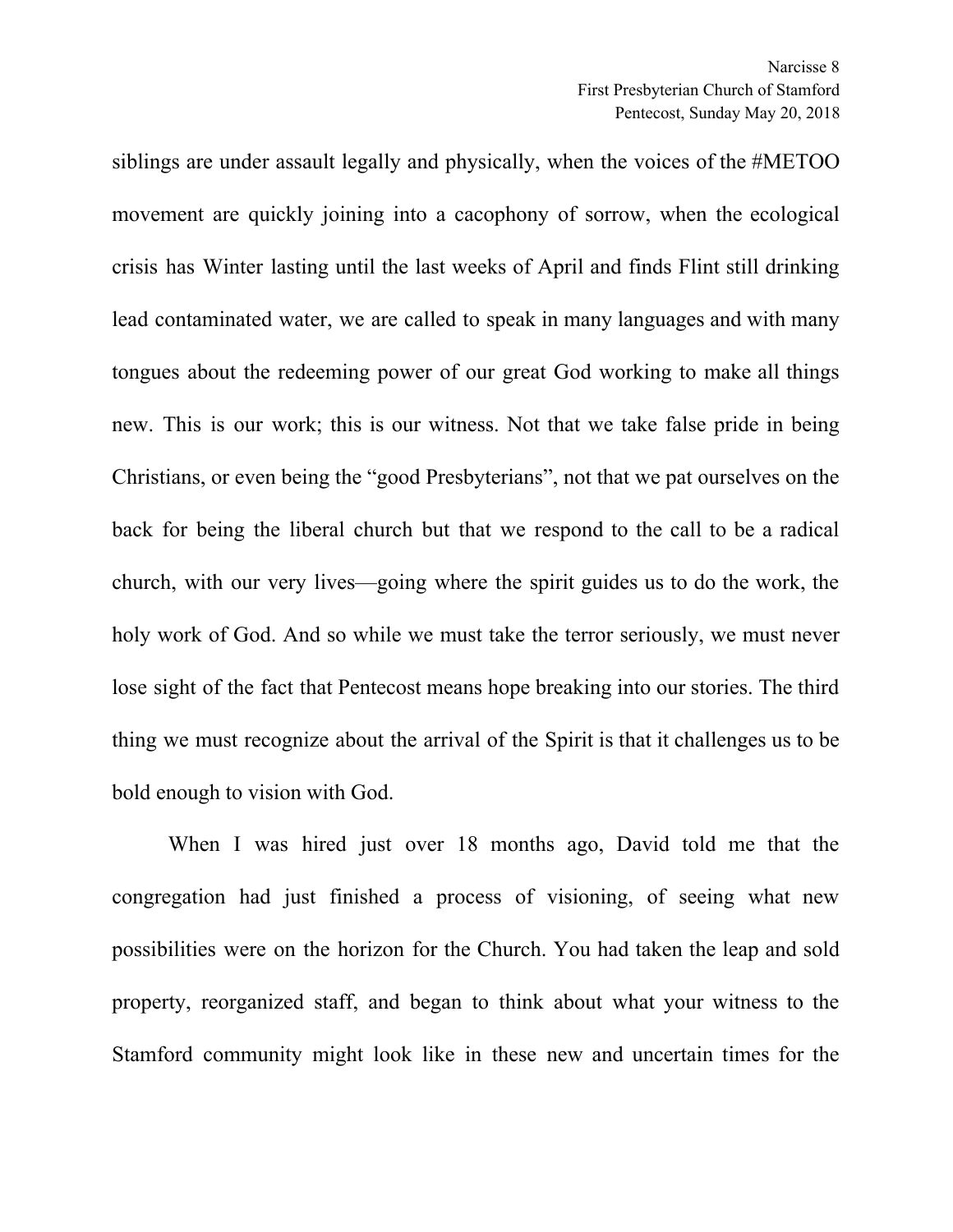siblings are under assault legally and physically, when the voices of the #METOO movement are quickly joining into a cacophony of sorrow, when the ecological crisis has Winter lasting until the last weeks of April and finds Flint still drinking lead contaminated water, we are called to speak in many languages and with many tongues about the redeeming power of our great God working to make all things new. This is our work; this is our witness. Not that we take false pride in being Christians, or even being the “good Presbyterians”, not that we pat ourselves on the back for being the liberal church but that we respond to the call to be a radical church, with our very lives—going where the spirit guides us to do the work, the holy work of God. And so while we must take the terror seriously, we must never lose sight of the fact that Pentecost means hope breaking into our stories. The third thing we must recognize about the arrival of the Spirit is that it challenges us to be bold enough to vision with God.

When I was hired just over 18 months ago, David told me that the congregation had just finished a process of visioning, of seeing what new possibilities were on the horizon for the Church. You had taken the leap and sold property, reorganized staff, and began to think about what your witness to the Stamford community might look like in these new and uncertain times for the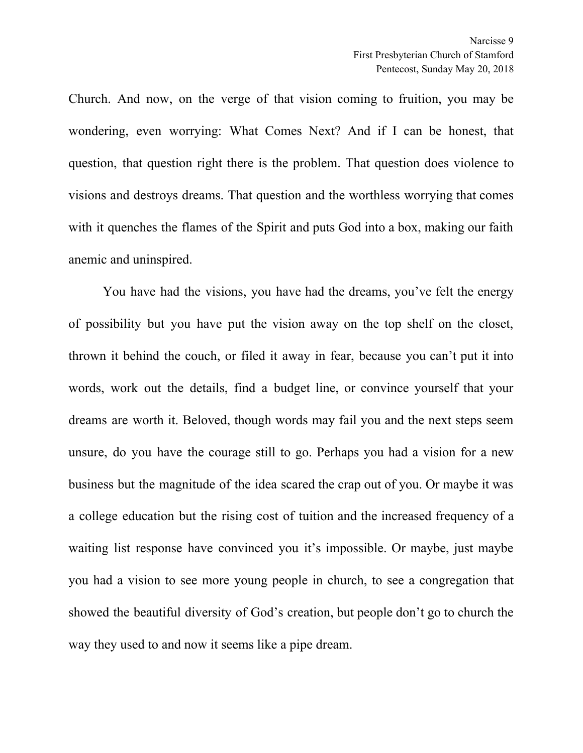Church. And now, on the verge of that vision coming to fruition, you may be wondering, even worrying: What Comes Next? And if I can be honest, that question, that question right there is the problem. That question does violence to visions and destroys dreams. That question and the worthless worrying that comes with it quenches the flames of the Spirit and puts God into a box, making our faith anemic and uninspired.

You have had the visions, you have had the dreams, you've felt the energy of possibility but you have put the vision away on the top shelf on the closet, thrown it behind the couch, or filed it away in fear, because you can't put it into words, work out the details, find a budget line, or convince yourself that your dreams are worth it. Beloved, though words may fail you and the next steps seem unsure, do you have the courage still to go. Perhaps you had a vision for a new business but the magnitude of the idea scared the crap out of you. Or maybe it was a college education but the rising cost of tuition and the increased frequency of a waiting list response have convinced you it's impossible. Or maybe, just maybe you had a vision to see more young people in church, to see a congregation that showed the beautiful diversity of God's creation, but people don't go to church the way they used to and now it seems like a pipe dream.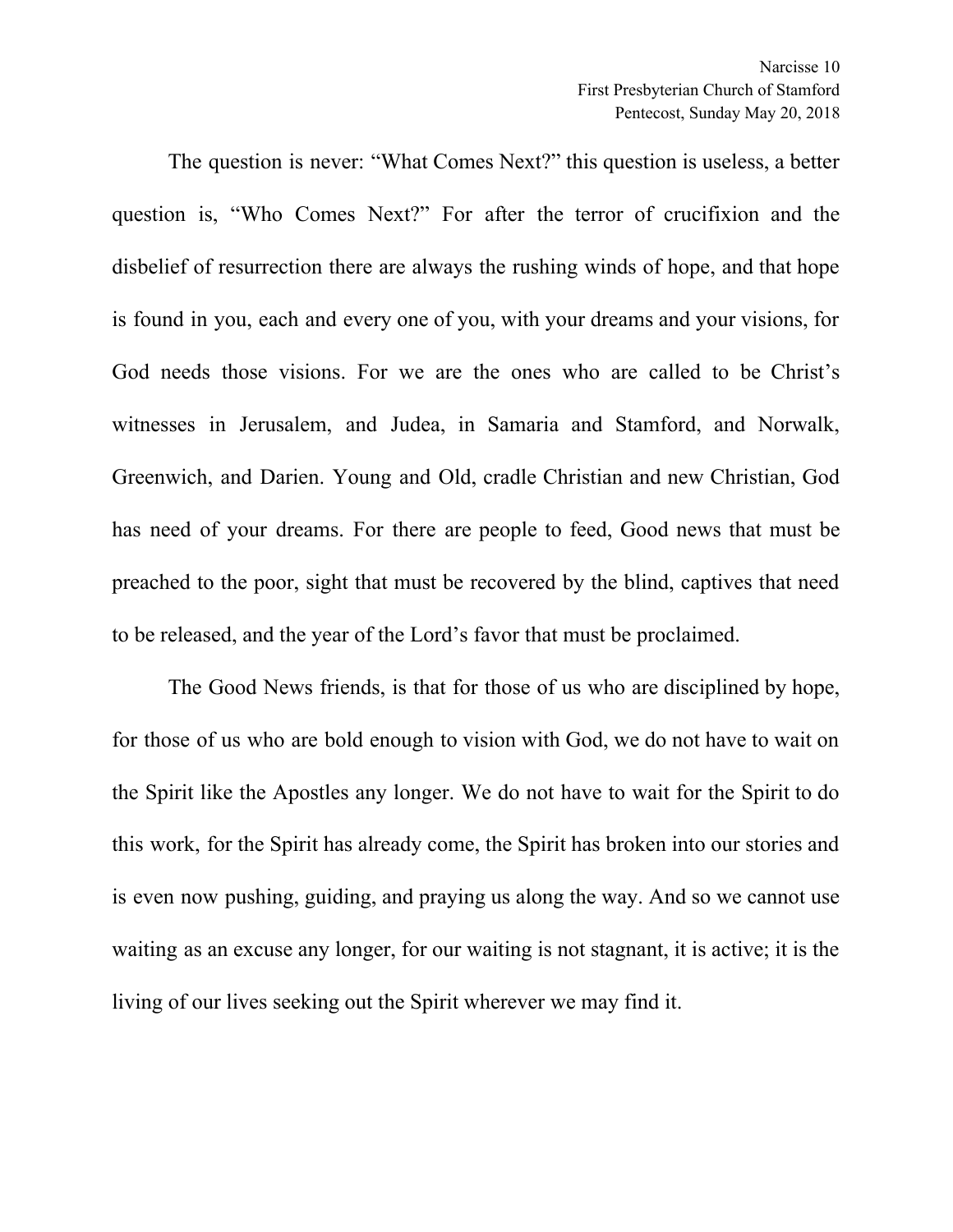The question is never: “What Comes Next?” this question is useless, a better question is, “Who Comes Next?” For after the terror of crucifixion and the disbelief of resurrection there are always the rushing winds of hope, and that hope is found in you, each and every one of you, with your dreams and your visions, for God needs those visions. For we are the ones who are called to be Christ’s witnesses in Jerusalem, and Judea, in Samaria and Stamford, and Norwalk, Greenwich, and Darien. Young and Old, cradle Christian and new Christian, God has need of your dreams. For there are people to feed, Good news that must be preached to the poor, sight that must be recovered by the blind, captives that need to be released, and the year of the Lord’s favor that must be proclaimed.

The Good News friends, is that for those of us who are disciplined by hope, for those of us who are bold enough to vision with God, we do not have to wait on the Spirit like the Apostles any longer. We do not have to wait for the Spirit to do this work, for the Spirit has already come, the Spirit has broken into our stories and is even now pushing, guiding, and praying us along the way. And so we cannot use waiting as an excuse any longer, for our waiting is not stagnant, it is active; it is the living of our lives seeking out the Spirit wherever we may find it.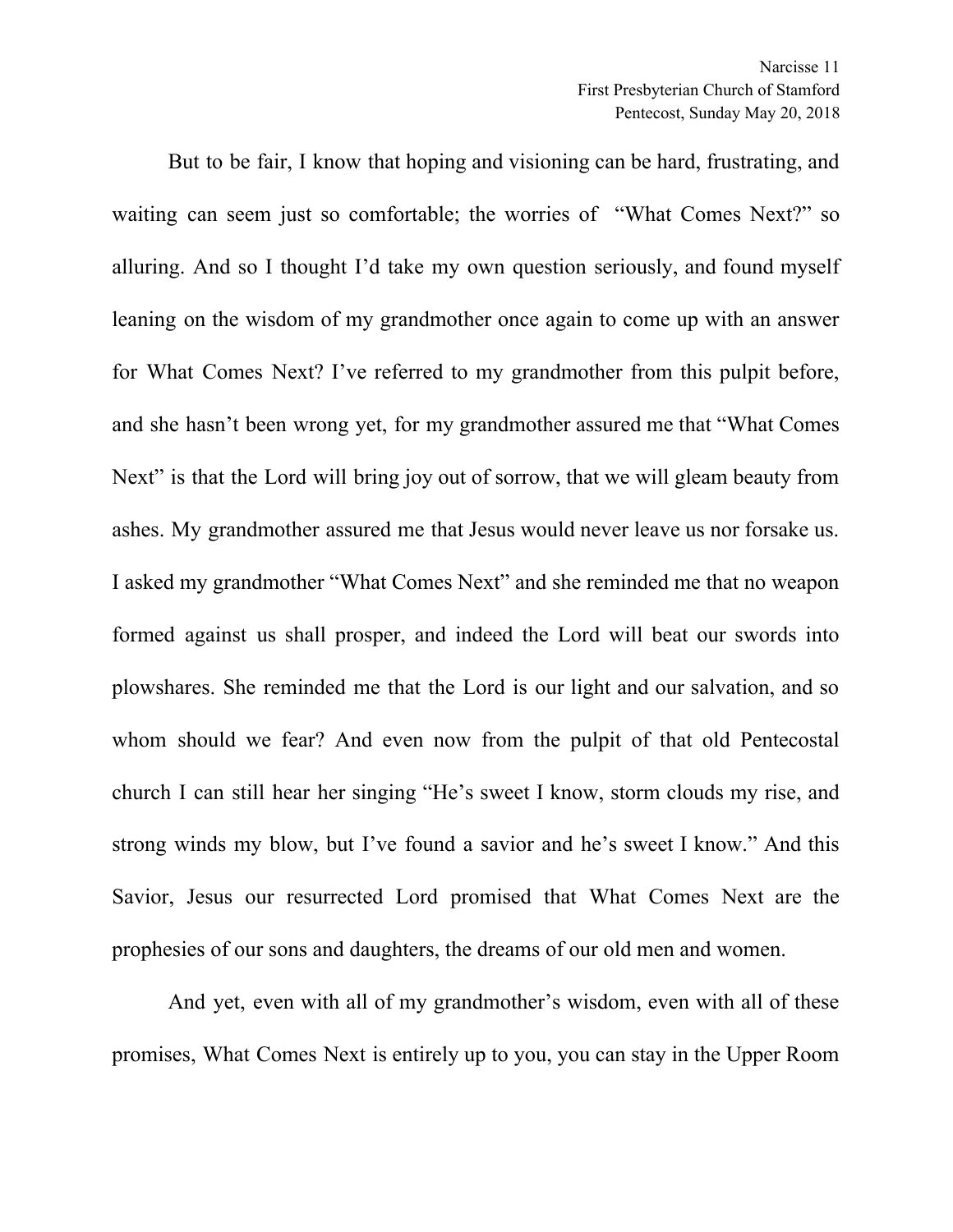But to be fair, I know that hoping and visioning can be hard, frustrating, and waiting can seem just so comfortable; the worries of "What Comes Next?" so alluring. And so I thought I'd take my own question seriously, and found myself leaning on the wisdom of my grandmother once again to come up with an answer for What Comes Next? I've referred to my grandmother from this pulpit before, and she hasn't been wrong yet, for my grandmother assured me that "What Comes Next" is that the Lord will bring joy out of sorrow, that we will gleam beauty from ashes. My grandmother assured me that Jesus would never leave us nor forsake us. I asked my grandmother "What Comes Next" and she reminded me that no weapon formed against us shall prosper, and indeed the Lord will beat our swords into plowshares. She reminded me that the Lord is our light and our salvation, and so whom should we fear? And even now from the pulpit of that old Pentecostal church I can still hear her singing "He's sweet I know, storm clouds my rise, and strong winds my blow, but I've found a savior and he's sweet I know." And this Savior, Jesus our resurrected Lord promised that What Comes Next are the prophesies of our sons and daughters, the dreams of our old men and women.

And yet, even with all of my grandmother's wisdom, even with all of these promises, What Comes Next is entirely up to you, you can stay in the Upper Room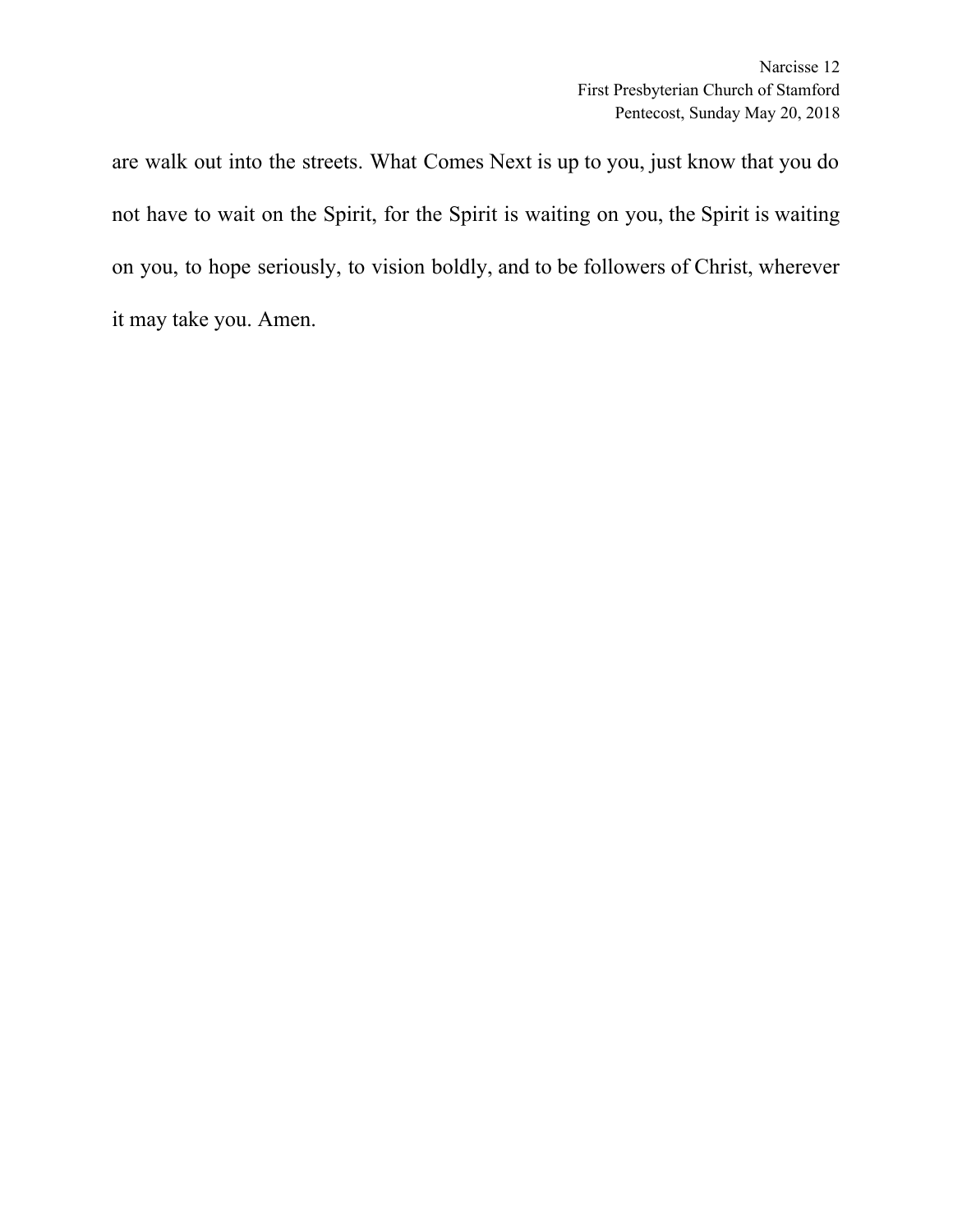are walk out into the streets. What Comes Next is up to you, just know that you do not have to wait on the Spirit, for the Spirit is waiting on you, the Spirit is waiting on you, to hope seriously, to vision boldly, and to be followers of Christ, wherever it may take you. Amen.